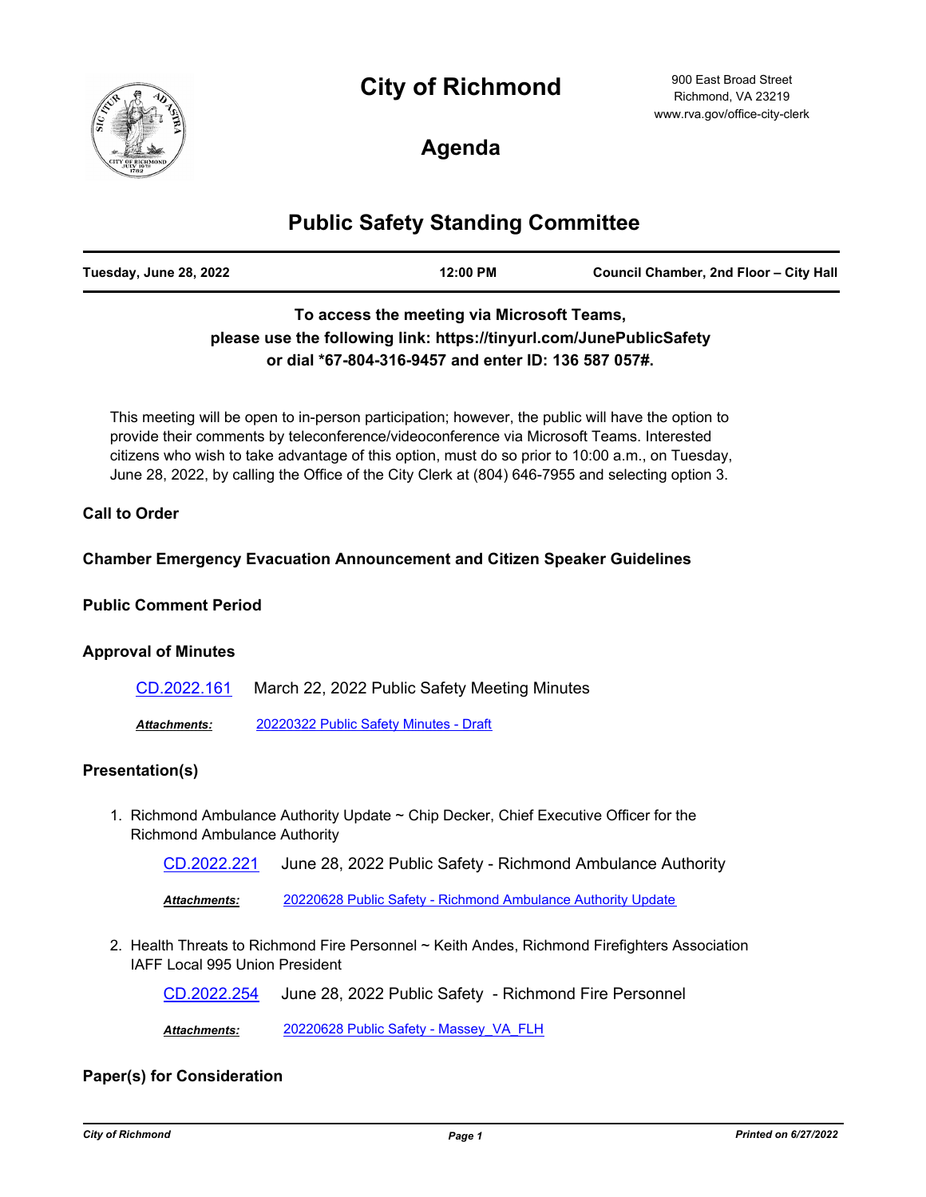# City of Richmond

900 East Broad Street
Richmond, VA 23219
www.rva.gov/office-city-clerk

## Agenda

# Public Safety Standing Committee

| Tuesday, June 28, 2022 | 12:00 PM | Council Chamber, 2nd Floor – City Hall |
|---|---|---|

**To access the meeting via Microsoft Teams, please use the following link: https://tinyurl.com/JunePublicSafety or dial *67-804-316-9457 and enter ID: 136 587 057#.**

This meeting will be open to in-person participation; however, the public will have the option to provide their comments by teleconference/videoconference via Microsoft Teams. Interested citizens who wish to take advantage of this option, must do so prior to 10:00 a.m., on Tuesday, June 28, 2022, by calling the Office of the City Clerk at (804) 646-7955 and selecting option 3.

### Call to Order

### Chamber Emergency Evacuation Announcement and Citizen Speaker Guidelines

### Public Comment Period

### Approval of Minutes

CD.2022.161 March 22, 2022 Public Safety Meeting Minutes

***Attachments:*** 20220322 Public Safety Minutes - Draft

### Presentation(s)

1. Richmond Ambulance Authority Update ~ Chip Decker, Chief Executive Officer for the Richmond Ambulance Authority

   CD.2022.221 June 28, 2022 Public Safety - Richmond Ambulance Authority

   ***Attachments:*** 20220628 Public Safety - Richmond Ambulance Authority Update

2. Health Threats to Richmond Fire Personnel ~ Keith Andes, Richmond Firefighters Association IAFF Local 995 Union President

   CD.2022.254 June 28, 2022 Public Safety - Richmond Fire Personnel

   ***Attachments:*** 20220628 Public Safety - Massey_VA_FLH

### Paper(s) for Consideration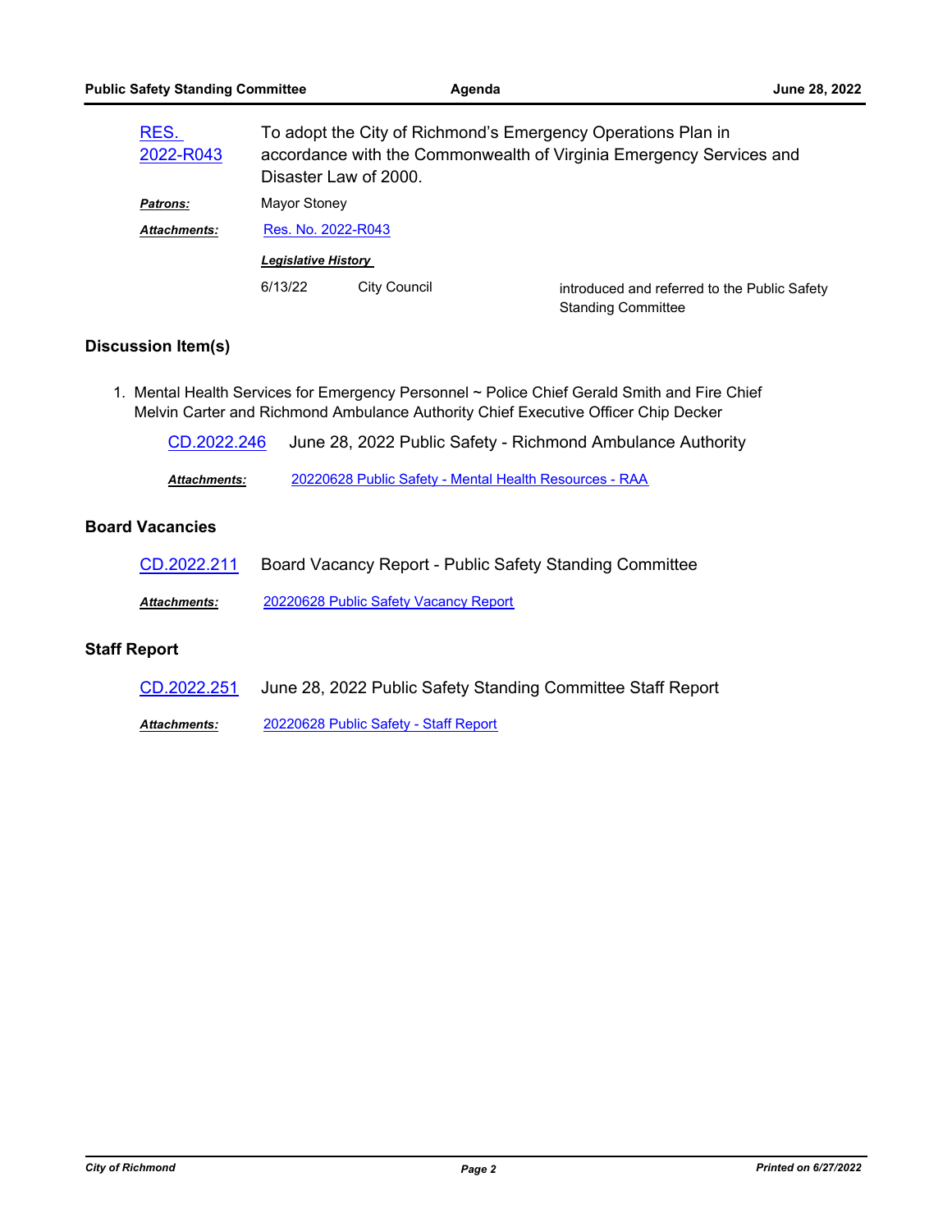**RES. 2022-R043** To adopt the City of Richmond's Emergency Operations Plan in accordance with the Commonwealth of Virginia Emergency Services and Disaster Law of 2000.

***Patrons:*** Mayor Stoney

***Attachments:*** Res. No. 2022-R043

***Legislative History***

| | | |
|---|---|---|
| 6/13/22 | City Council | introduced and referred to the Public Safety Standing Committee |

## Discussion Item(s)

1. Mental Health Services for Emergency Personnel ~ Police Chief Gerald Smith and Fire Chief Melvin Carter and Richmond Ambulance Authority Chief Executive Officer Chip Decker

   **CD.2022.246** June 28, 2022 Public Safety - Richmond Ambulance Authority

   ***Attachments:*** 20220628 Public Safety - Mental Health Resources - RAA

## Board Vacancies

**CD.2022.211** Board Vacancy Report - Public Safety Standing Committee

***Attachments:*** 20220628 Public Safety Vacancy Report

## Staff Report

**CD.2022.251** June 28, 2022 Public Safety Standing Committee Staff Report

***Attachments:*** 20220628 Public Safety - Staff Report